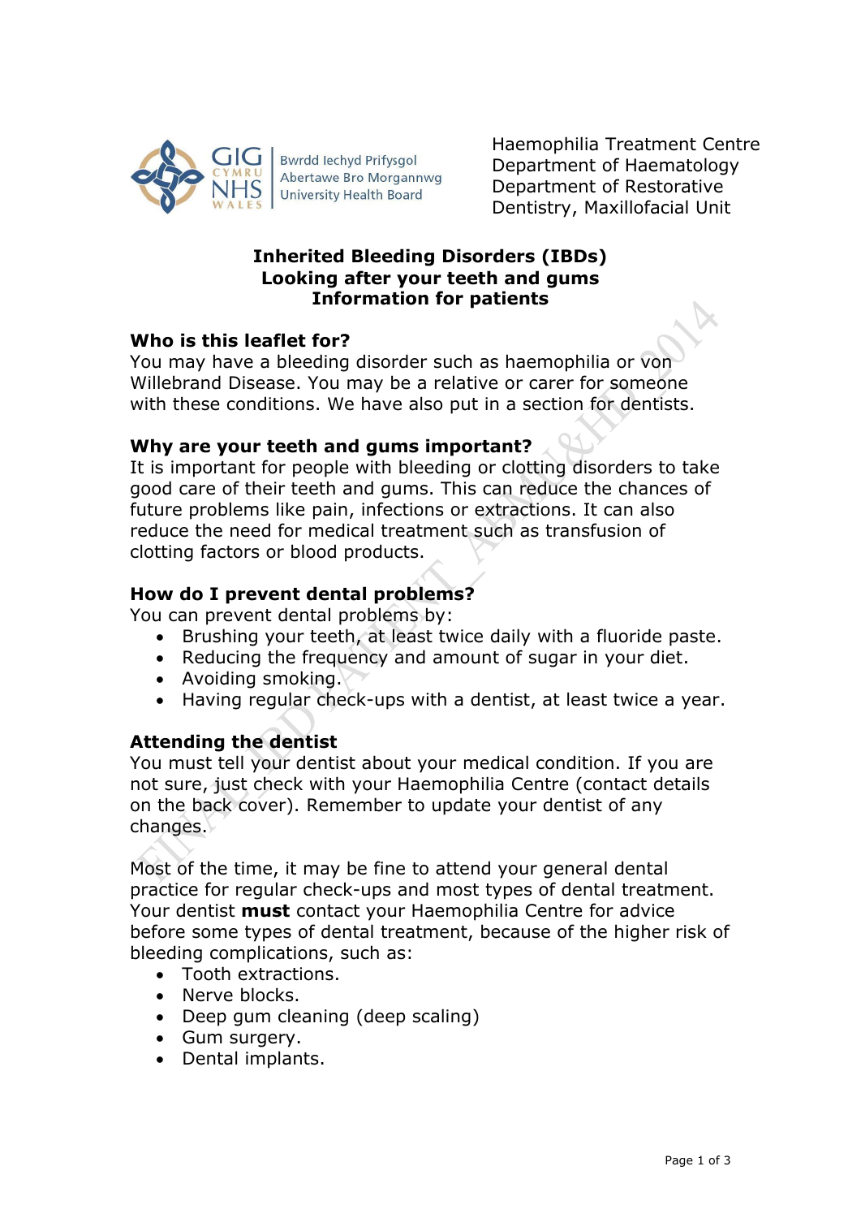GIG CYMRU NHS WALES | Bwrdd Iechyd Prifysgol Abertawe Bro Morgannwg University Health Board

Haemophilia Treatment Centre
Department of Haematology
Department of Restorative Dentistry, Maxillofacial Unit

# Inherited Bleeding Disorders (IBDs)
# Looking after your teeth and gums
# Information for patients

## Who is this leaflet for?

You may have a bleeding disorder such as haemophilia or von Willebrand Disease. You may be a relative or carer for someone with these conditions. We have also put in a section for dentists.

## Why are your teeth and gums important?

It is important for people with bleeding or clotting disorders to take good care of their teeth and gums. This can reduce the chances of future problems like pain, infections or extractions. It can also reduce the need for medical treatment such as transfusion of clotting factors or blood products.

## How do I prevent dental problems?

You can prevent dental problems by:

- Brushing your teeth, at least twice daily with a fluoride paste.
- Reducing the frequency and amount of sugar in your diet.
- Avoiding smoking.
- Having regular check-ups with a dentist, at least twice a year.

## Attending the dentist

You must tell your dentist about your medical condition. If you are not sure, just check with your Haemophilia Centre (contact details on the back cover). Remember to update your dentist of any changes.

Most of the time, it may be fine to attend your general dental practice for regular check-ups and most types of dental treatment. Your dentist **must** contact your Haemophilia Centre for advice before some types of dental treatment, because of the higher risk of bleeding complications, such as:

- Tooth extractions.
- Nerve blocks.
- Deep gum cleaning (deep scaling)
- Gum surgery.
- Dental implants.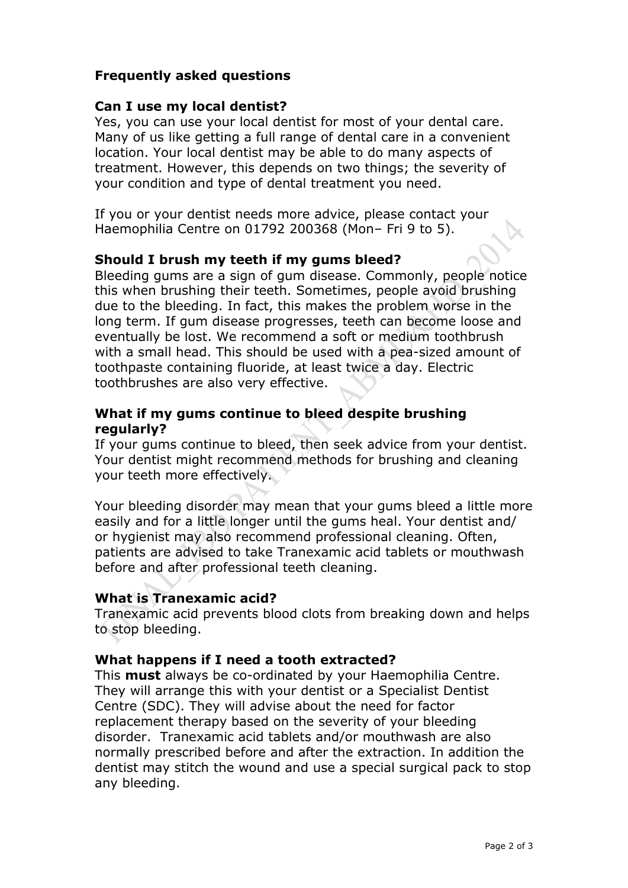## Frequently asked questions

### Can I use my local dentist?

Yes, you can use your local dentist for most of your dental care. Many of us like getting a full range of dental care in a convenient location. Your local dentist may be able to do many aspects of treatment. However, this depends on two things; the severity of your condition and type of dental treatment you need.

If you or your dentist needs more advice, please contact your Haemophilia Centre on 01792 200368 (Mon– Fri 9 to 5).

### Should I brush my teeth if my gums bleed?

Bleeding gums are a sign of gum disease. Commonly, people notice this when brushing their teeth. Sometimes, people avoid brushing due to the bleeding. In fact, this makes the problem worse in the long term. If gum disease progresses, teeth can become loose and eventually be lost. We recommend a soft or medium toothbrush with a small head. This should be used with a pea-sized amount of toothpaste containing fluoride, at least twice a day. Electric toothbrushes are also very effective.

### What if my gums continue to bleed despite brushing regularly?

If your gums continue to bleed, then seek advice from your dentist. Your dentist might recommend methods for brushing and cleaning your teeth more effectively.

Your bleeding disorder may mean that your gums bleed a little more easily and for a little longer until the gums heal. Your dentist and/ or hygienist may also recommend professional cleaning. Often, patients are advised to take Tranexamic acid tablets or mouthwash before and after professional teeth cleaning.

### What is Tranexamic acid?

Tranexamic acid prevents blood clots from breaking down and helps to stop bleeding.

### What happens if I need a tooth extracted?

This **must** always be co-ordinated by your Haemophilia Centre. They will arrange this with your dentist or a Specialist Dentist Centre (SDC). They will advise about the need for factor replacement therapy based on the severity of your bleeding disorder. Tranexamic acid tablets and/or mouthwash are also normally prescribed before and after the extraction. In addition the dentist may stitch the wound and use a special surgical pack to stop any bleeding.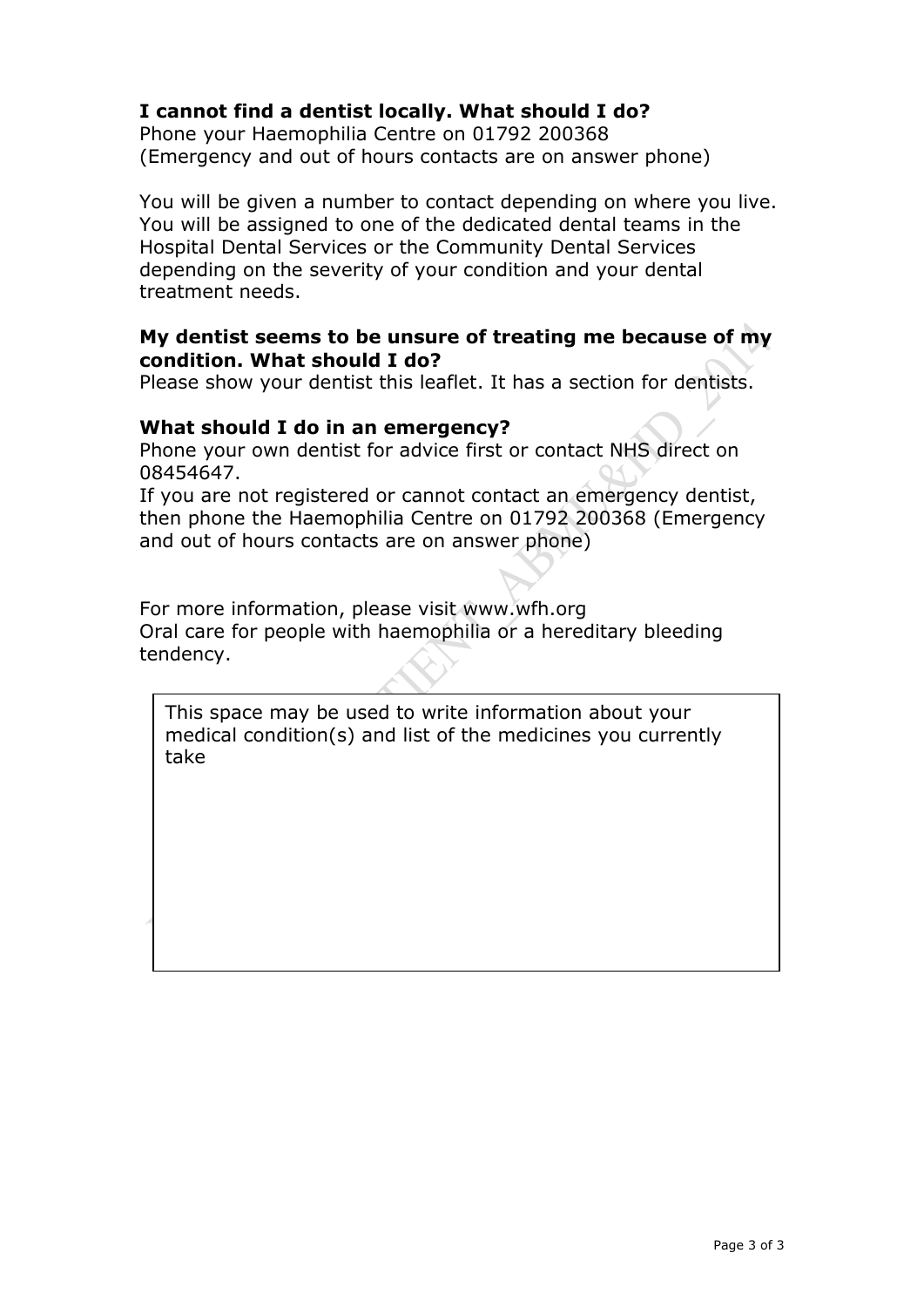**I cannot find a dentist locally. What should I do?**
Phone your Haemophilia Centre on 01792 200368
(Emergency and out of hours contacts are on answer phone)

You will be given a number to contact depending on where you live. You will be assigned to one of the dedicated dental teams in the Hospital Dental Services or the Community Dental Services depending on the severity of your condition and your dental treatment needs.

**My dentist seems to be unsure of treating me because of my condition. What should I do?**
Please show your dentist this leaflet. It has a section for dentists.

**What should I do in an emergency?**
Phone your own dentist for advice first or contact NHS direct on 08454647.
If you are not registered or cannot contact an emergency dentist, then phone the Haemophilia Centre on 01792 200368 (Emergency and out of hours contacts are on answer phone)

For more information, please visit www.wfh.org
Oral care for people with haemophilia or a hereditary bleeding tendency.

| |
|---|
| This space may be used to write information about your medical condition(s) and list of the medicines you currently take |